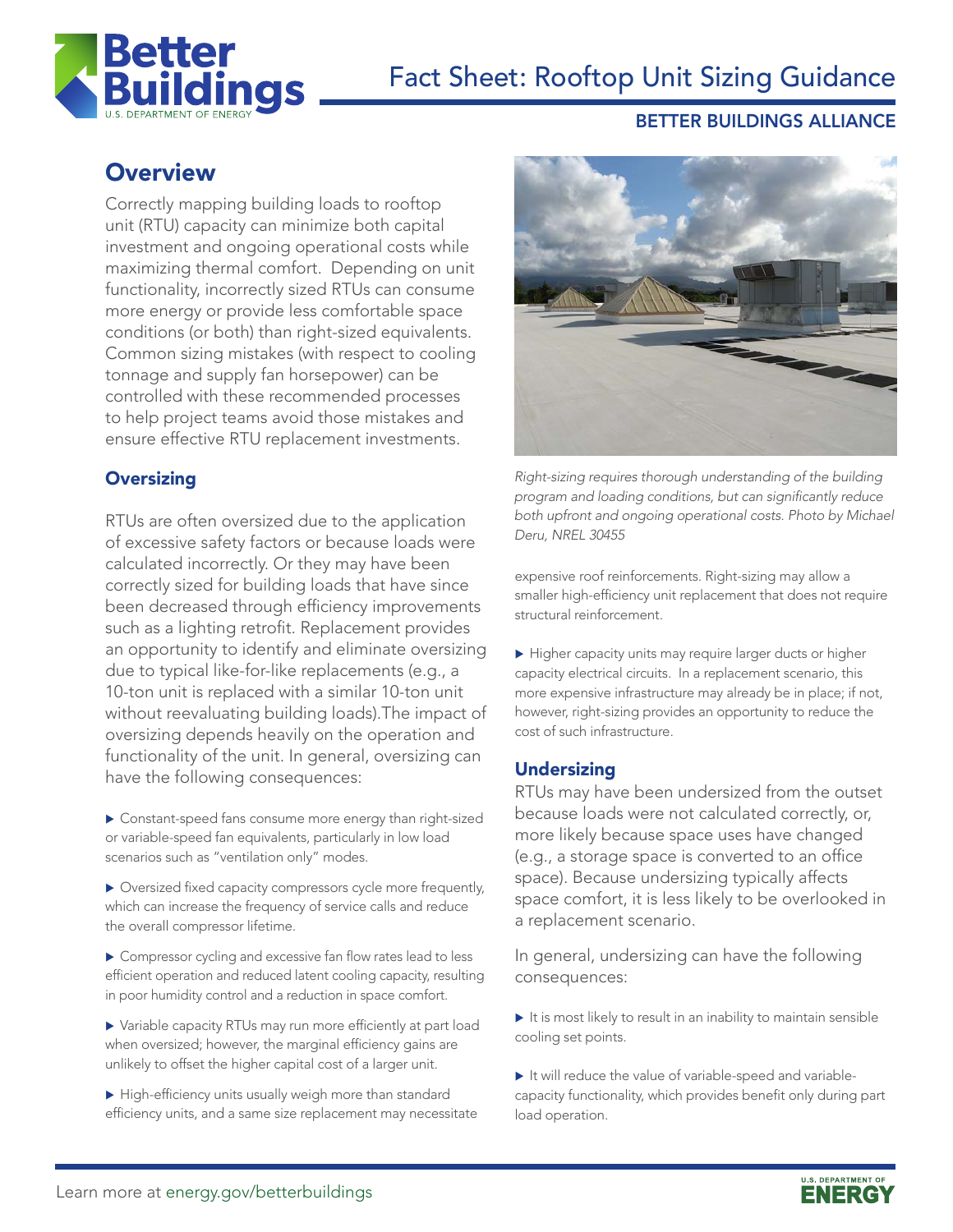# Fact Sheet: Rooftop Unit Sizing Guidance

BETTER BUILDINGS ALLIANCE

## Overview

Correctly mapping building loads to rooftop unit (RTU) capacity can minimize both capital investment and ongoing operational costs while maximizing thermal comfort. Depending on unit functionality, incorrectly sized RTUs can consume more energy or provide less comfortable space conditions (or both) than right-sized equivalents. Common sizing mistakes (with respect to cooling tonnage and supply fan horsepower) can be controlled with these recommended processes to help project teams avoid those mistakes and ensure effective RTU replacement investments.

### Oversizing

RTUs are often oversized due to the application of excessive safety factors or because loads were calculated incorrectly. Or they may have been correctly sized for building loads that have since been decreased through efficiency improvements such as a lighting retrofit. Replacement provides an opportunity to identify and eliminate oversizing due to typical like-for-like replacements (e.g., a 10-ton unit is replaced with a similar 10-ton unit without reevaluating building loads).The impact of oversizing depends heavily on the operation and functionality of the unit. In general, oversizing can have the following consequences:

- Constant-speed fans consume more energy than right-sized or variable-speed fan equivalents, particularly in low load scenarios such as "ventilation only" modes.
- Oversized fixed capacity compressors cycle more frequently, which can increase the frequency of service calls and reduce the overall compressor lifetime.
- Compressor cycling and excessive fan flow rates lead to less efficient operation and reduced latent cooling capacity, resulting in poor humidity control and a reduction in space comfort.
- Variable capacity RTUs may run more efficiently at part load when oversized; however, the marginal efficiency gains are unlikely to offset the higher capital cost of a larger unit.
- High-efficiency units usually weigh more than standard efficiency units, and a same size replacement may necessitate expensive roof reinforcements. Right-sizing may allow a smaller high-efficiency unit replacement that does not require structural reinforcement.
- Higher capacity units may require larger ducts or higher capacity electrical circuits. In a replacement scenario, this more expensive infrastructure may already be in place; if not, however, right-sizing provides an opportunity to reduce the cost of such infrastructure.

*Right-sizing requires thorough understanding of the building program and loading conditions, but can significantly reduce both upfront and ongoing operational costs. Photo by Michael Deru, NREL 30455*

### Undersizing

RTUs may have been undersized from the outset because loads were not calculated correctly, or, more likely because space uses have changed (e.g., a storage space is converted to an office space). Because undersizing typically affects space comfort, it is less likely to be overlooked in a replacement scenario.

In general, undersizing can have the following consequences:

- It is most likely to result in an inability to maintain sensible cooling set points.
- It will reduce the value of variable-speed and variable-capacity functionality, which provides benefit only during part load operation.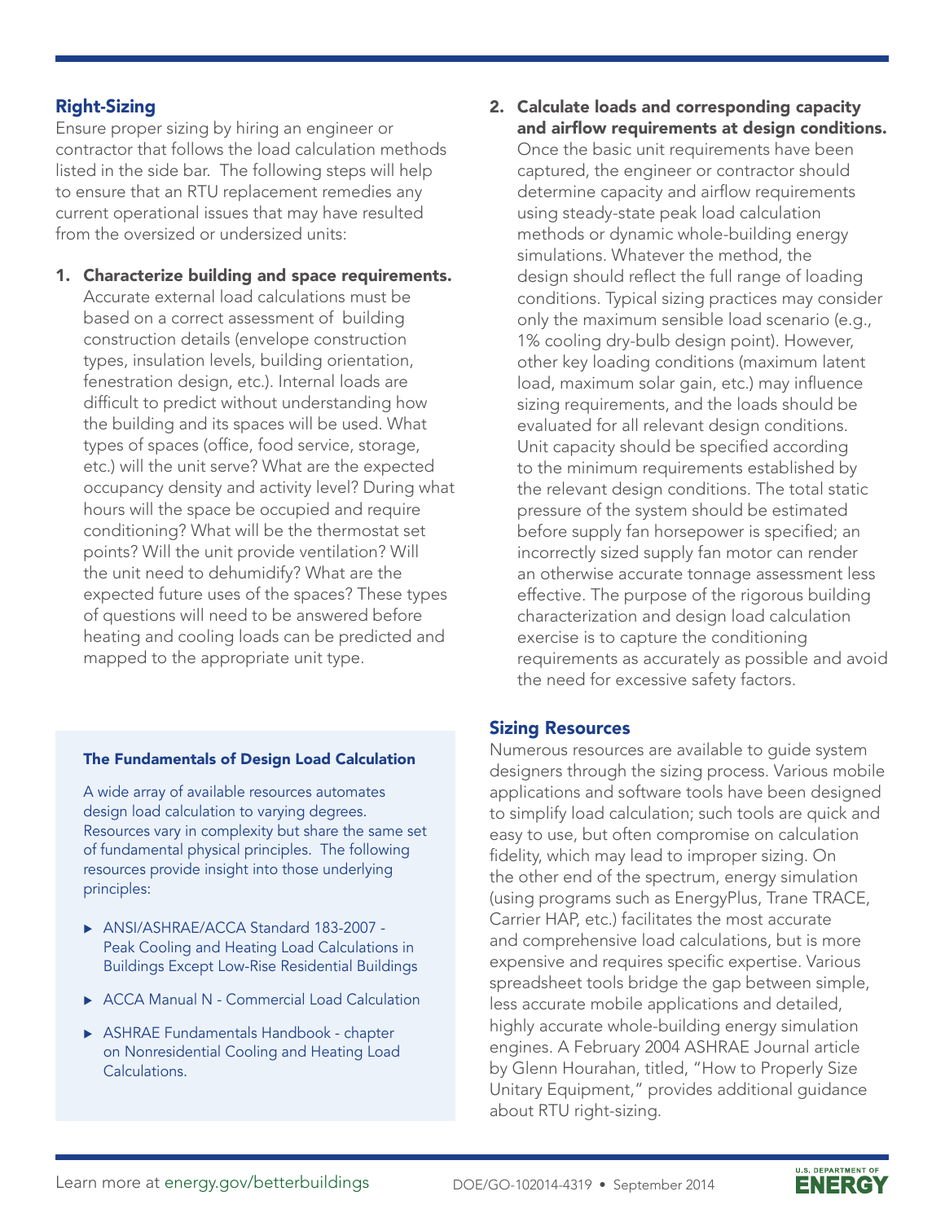## Right-Sizing

Ensure proper sizing by hiring an engineer or contractor that follows the load calculation methods listed in the side bar. The following steps will help to ensure that an RTU replacement remedies any current operational issues that may have resulted from the oversized or undersized units:

1. **Characterize building and space requirements.** Accurate external load calculations must be based on a correct assessment of building construction details (envelope construction types, insulation levels, building orientation, fenestration design, etc.). Internal loads are difficult to predict without understanding how the building and its spaces will be used. What types of spaces (office, food service, storage, etc.) will the unit serve? What are the expected occupancy density and activity level? During what hours will the space be occupied and require conditioning? What will be the thermostat set points? Will the unit provide ventilation? Will the unit need to dehumidify? What are the expected future uses of the spaces? These types of questions will need to be answered before heating and cooling loads can be predicted and mapped to the appropriate unit type.

2. **Calculate loads and corresponding capacity and airflow requirements at design conditions.** Once the basic unit requirements have been captured, the engineer or contractor should determine capacity and airflow requirements using steady-state peak load calculation methods or dynamic whole-building energy simulations. Whatever the method, the design should reflect the full range of loading conditions. Typical sizing practices may consider only the maximum sensible load scenario (e.g., 1% cooling dry-bulb design point). However, other key loading conditions (maximum latent load, maximum solar gain, etc.) may influence sizing requirements, and the loads should be evaluated for all relevant design conditions. Unit capacity should be specified according to the minimum requirements established by the relevant design conditions. The total static pressure of the system should be estimated before supply fan horsepower is specified; an incorrectly sized supply fan motor can render an otherwise accurate tonnage assessment less effective. The purpose of the rigorous building characterization and design load calculation exercise is to capture the conditioning requirements as accurately as possible and avoid the need for excessive safety factors.

### The Fundamentals of Design Load Calculation

A wide array of available resources automates design load calculation to varying degrees. Resources vary in complexity but share the same set of fundamental physical principles. The following resources provide insight into those underlying principles:

- ANSI/ASHRAE/ACCA Standard 183-2007 - Peak Cooling and Heating Load Calculations in Buildings Except Low-Rise Residential Buildings
- ACCA Manual N - Commercial Load Calculation
- ASHRAE Fundamentals Handbook - chapter on Nonresidential Cooling and Heating Load Calculations.

## Sizing Resources

Numerous resources are available to guide system designers through the sizing process. Various mobile applications and software tools have been designed to simplify load calculation; such tools are quick and easy to use, but often compromise on calculation fidelity, which may lead to improper sizing. On the other end of the spectrum, energy simulation (using programs such as EnergyPlus, Trane TRACE, Carrier HAP, etc.) facilitates the most accurate and comprehensive load calculations, but is more expensive and requires specific expertise. Various spreadsheet tools bridge the gap between simple, less accurate mobile applications and detailed, highly accurate whole-building energy simulation engines. A February 2004 ASHRAE Journal article by Glenn Hourahan, titled, "How to Properly Size Unitary Equipment," provides additional guidance about RTU right-sizing.

Learn more at energy.gov/betterbuildings

DOE/GO-102014-4319 • September 2014